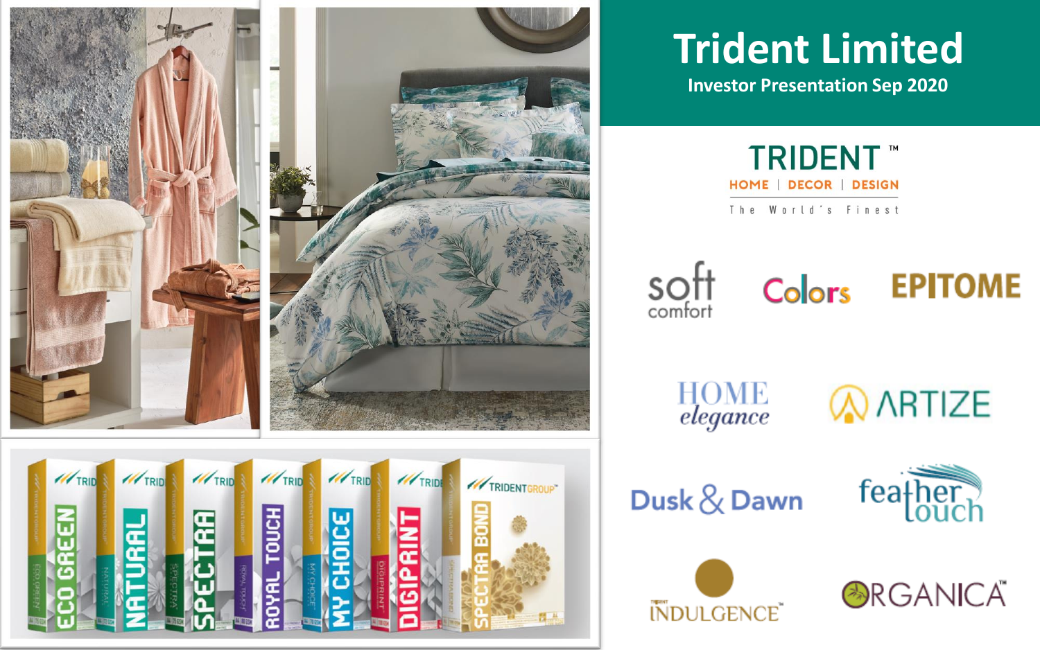# Trident Limited

## Investor Presentation Sep 2020

TRIDENT™

HOME | DECOR | DESIGN

The World's Finest

soft comfort

Colors

EPITOME

HOME elegance

ARTIZE

Dusk & Dawn

feather touch

INDULGENCE™

ORGANICA™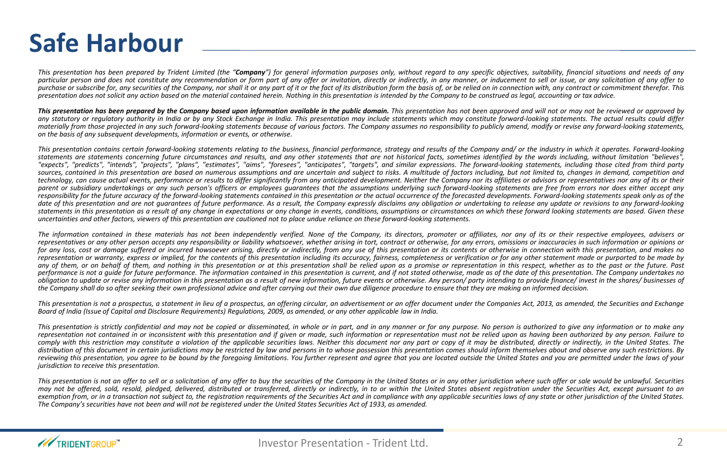# Safe Harbour

*This presentation has been prepared by Trident Limited (the "**Company**") for general information purposes only, without regard to any specific objectives, suitability, financial situations and needs of any particular person and does not constitute any recommendation or form part of any offer or invitation, directly or indirectly, in any manner, or inducement to sell or issue, or any solicitation of any offer to purchase or subscribe for, any securities of the Company, nor shall it or any part of it or the fact of its distribution form the basis of, or be relied on in connection with, any contract or commitment therefor. This presentation does not solicit any action based on the material contained herein. Nothing in this presentation is intended by the Company to be construed as legal, accounting or tax advice.*

***This presentation has been prepared by the Company based upon information available in the public domain.*** *This presentation has not been approved and will not or may not be reviewed or approved by any statutory or regulatory authority in India or by any Stock Exchange in India. This presentation may include statements which may constitute forward-looking statements. The actual results could differ materially from those projected in any such forward-looking statements because of various factors. The Company assumes no responsibility to publicly amend, modify or revise any forward-looking statements, on the basis of any subsequent developments, information or events, or otherwise.*

*This presentation contains certain forward-looking statements relating to the business, financial performance, strategy and results of the Company and/ or the industry in which it operates. Forward-looking statements are statements concerning future circumstances and results, and any other statements that are not historical facts, sometimes identified by the words including, without limitation "believes", "expects", "predicts", "intends", "projects", "plans", "estimates", "aims", "foresees", "anticipates", "targets", and similar expressions. The forward-looking statements, including those cited from third party sources, contained in this presentation are based on numerous assumptions and are uncertain and subject to risks. A multitude of factors including, but not limited to, changes in demand, competition and technology, can cause actual events, performance or results to differ significantly from any anticipated development. Neither the Company nor its affiliates or advisors or representatives nor any of its or their parent or subsidiary undertakings or any such person's officers or employees guarantees that the assumptions underlying such forward-looking statements are free from errors nor does either accept any responsibility for the future accuracy of the forward-looking statements contained in this presentation or the actual occurrence of the forecasted developments. Forward-looking statements speak only as of the date of this presentation and are not guarantees of future performance. As a result, the Company expressly disclaims any obligation or undertaking to release any update or revisions to any forward-looking statements in this presentation as a result of any change in expectations or any change in events, conditions, assumptions or circumstances on which these forward looking statements are based. Given these uncertainties and other factors, viewers of this presentation are cautioned not to place undue reliance on these forward-looking statements.*

*The information contained in these materials has not been independently verified. None of the Company, its directors, promoter or affiliates, nor any of its or their respective employees, advisers or representatives or any other person accepts any responsibility or liability whatsoever, whether arising in tort, contract or otherwise, for any errors, omissions or inaccuracies in such information or opinions or for any loss, cost or damage suffered or incurred howsoever arising, directly or indirectly, from any use of this presentation or its contents or otherwise in connection with this presentation, and makes no representation or warranty, express or implied, for the contents of this presentation including its accuracy, fairness, completeness or verification or for any other statement made or purported to be made by any of them, or on behalf of them, and nothing in this presentation or at this presentation shall be relied upon as a promise or representation in this respect, whether as to the past or the future. Past performance is not a guide for future performance. The information contained in this presentation is current, and if not stated otherwise, made as of the date of this presentation. The Company undertakes no obligation to update or revise any information in this presentation as a result of new information, future events or otherwise. Any person/ party intending to provide finance/ invest in the shares/ businesses of the Company shall do so after seeking their own professional advice and after carrying out their own due diligence procedure to ensure that they are making an informed decision.*

*This presentation is not a prospectus, a statement in lieu of a prospectus, an offering circular, an advertisement or an offer document under the Companies Act, 2013, as amended, the Securities and Exchange Board of India (Issue of Capital and Disclosure Requirements) Regulations, 2009, as amended, or any other applicable law in India.*

*This presentation is strictly confidential and may not be copied or disseminated, in whole or in part, and in any manner or for any purpose. No person is authorized to give any information or to make any representation not contained in or inconsistent with this presentation and if given or made, such information or representation must not be relied upon as having been authorized by any person. Failure to comply with this restriction may constitute a violation of the applicable securities laws. Neither this document nor any part or copy of it may be distributed, directly or indirectly, in the United States. The distribution of this document in certain jurisdictions may be restricted by law and persons in to whose possession this presentation comes should inform themselves about and observe any such restrictions. By reviewing this presentation, you agree to be bound by the foregoing limitations. You further represent and agree that you are located outside the United States and you are permitted under the laws of your jurisdiction to receive this presentation.*

*This presentation is not an offer to sell or a solicitation of any offer to buy the securities of the Company in the United States or in any other jurisdiction where such offer or sale would be unlawful. Securities may not be offered, sold, resold, pledged, delivered, distributed or transferred, directly or indirectly, in to or within the United States absent registration under the Securities Act, except pursuant to an exemption from, or in a transaction not subject to, the registration requirements of the Securities Act and in compliance with any applicable securities laws of any state or other jurisdiction of the United States. The Company's securities have not been and will not be registered under the United States Securities Act of 1933, as amended.*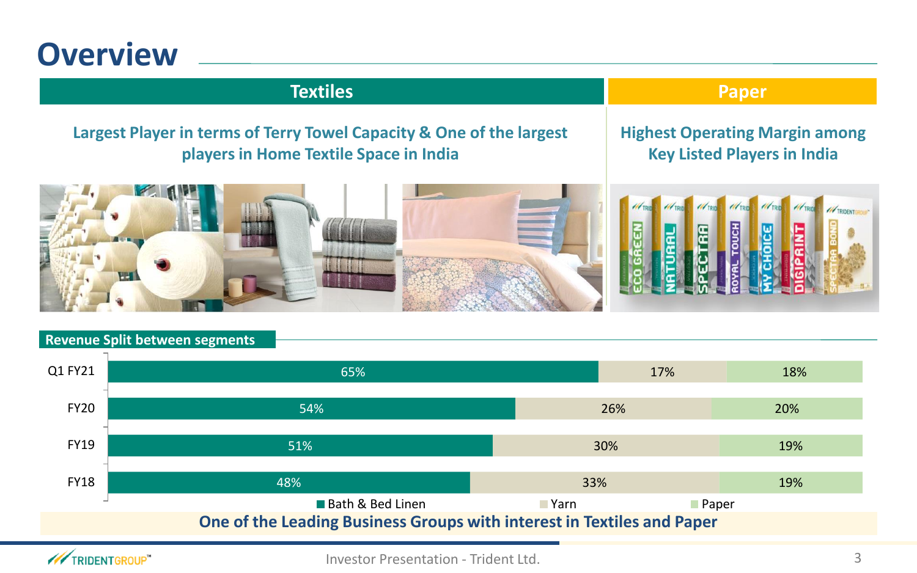# Overview

## Textiles

**Largest Player in terms of Terry Towel Capacity & One of the largest players in Home Textile Space in India**

## Paper

**Highest Operating Margin among Key Listed Players in India**

### Revenue Split between segments

| | Bath & Bed Linen | Yarn | Paper |
|---|---|---|---|
| Q1 FY21 | 65% | 17% | 18% |
| FY20 | 54% | 26% | 20% |
| FY19 | 51% | 30% | 19% |
| FY18 | 48% | 33% | 19% |

**One of the Leading Business Groups with interest in Textiles and Paper**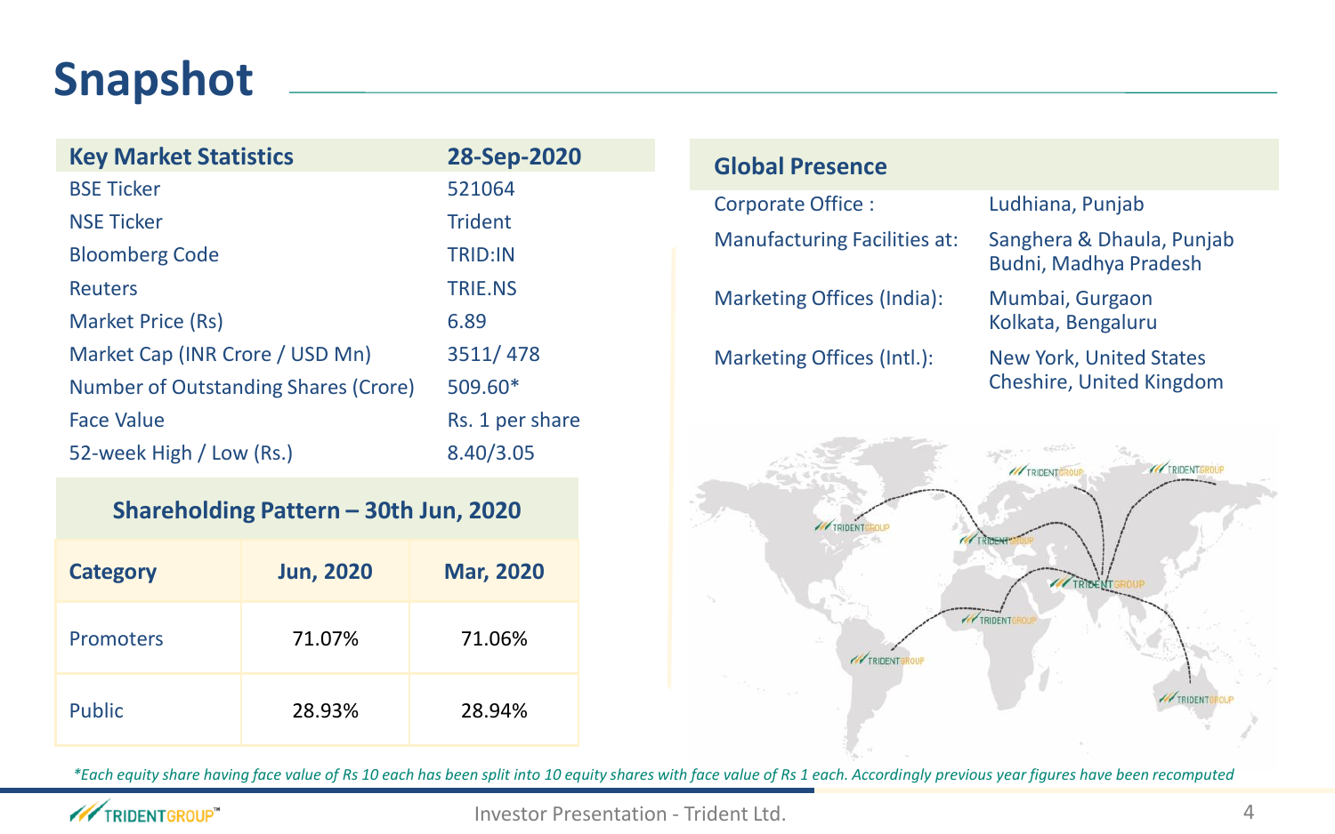# Snapshot

| Key Market Statistics | 28-Sep-2020 |
|---|---|
| BSE Ticker | 521064 |
| NSE Ticker | Trident |
| Bloomberg Code | TRID:IN |
| Reuters | TRIE.NS |
| Market Price (Rs) | 6.89 |
| Market Cap (INR Crore / USD Mn) | 3511/ 478 |
| Number of Outstanding Shares (Crore) | 509.60* |
| Face Value | Rs. 1 per share |
| 52-week High / Low (Rs.) | 8.40/3.05 |

**Shareholding Pattern – 30th Jun, 2020**

| Category | Jun, 2020 | Mar, 2020 |
|---|---|---|
| Promoters | 71.07% | 71.06% |
| Public | 28.93% | 28.94% |

## Global Presence

| | |
|---|---|
| Corporate Office : | Ludhiana, Punjab |
| Manufacturing Facilities at: | Sanghera & Dhaula, Punjab<br>Budni, Madhya Pradesh |
| Marketing Offices (India): | Mumbai, Gurgaon<br>Kolkata, Bengaluru |
| Marketing Offices (Intl.): | New York, United States<br>Cheshire, United Kingdom |

*\*Each equity share having face value of Rs 10 each has been split into 10 equity shares with face value of Rs 1 each. Accordingly previous year figures have been recomputed*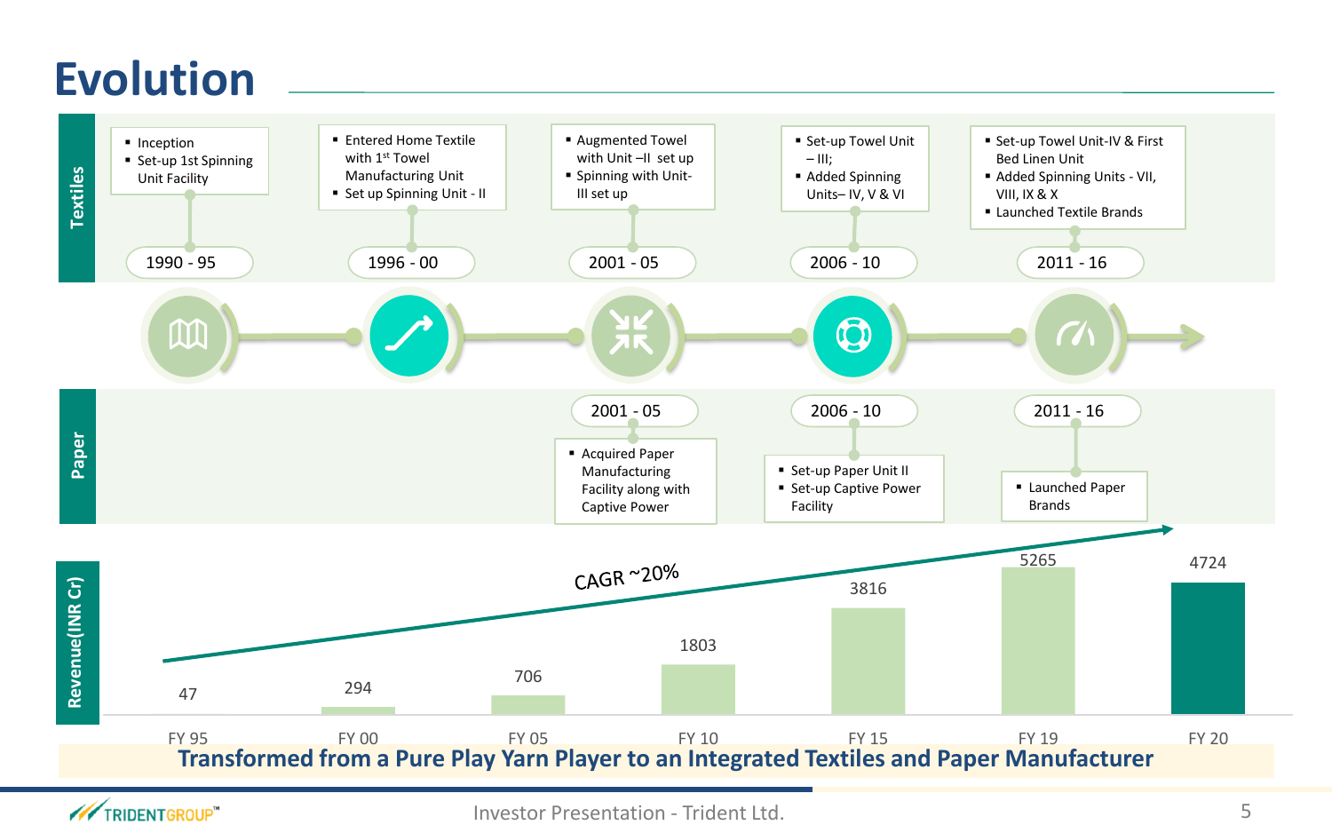# Evolution

## Textiles

**1990 - 95**
- Inception
- Set-up 1st Spinning Unit Facility

**1996 - 00**
- Entered Home Textile with 1st Towel Manufacturing Unit
- Set up Spinning Unit - II

**2001 - 05**
- Augmented Towel with Unit –II set up
- Spinning with Unit-III set up

**2006 - 10**
- Set-up Towel Unit – III;
- Added Spinning Units– IV, V & VI

**2011 - 16**
- Set-up Towel Unit-IV & First Bed Linen Unit
- Added Spinning Units - VII, VIII, IX & X
- Launched Textile Brands

## Paper

**2001 - 05**
- Acquired Paper Manufacturing Facility along with Captive Power

**2006 - 10**
- Set-up Paper Unit II
- Set-up Captive Power Facility

**2011 - 16**
- Launched Paper Brands

## Revenue(INR Cr)

CAGR ~20%

| FY 95 | FY 00 | FY 05 | FY 10 | FY 15 | FY 19 | FY 20 |
|---|---|---|---|---|---|---|
| 47 | 294 | 706 | 1803 | 3816 | 5265 | 4724 |

**Transformed from a Pure Play Yarn Player to an Integrated Textiles and Paper Manufacturer**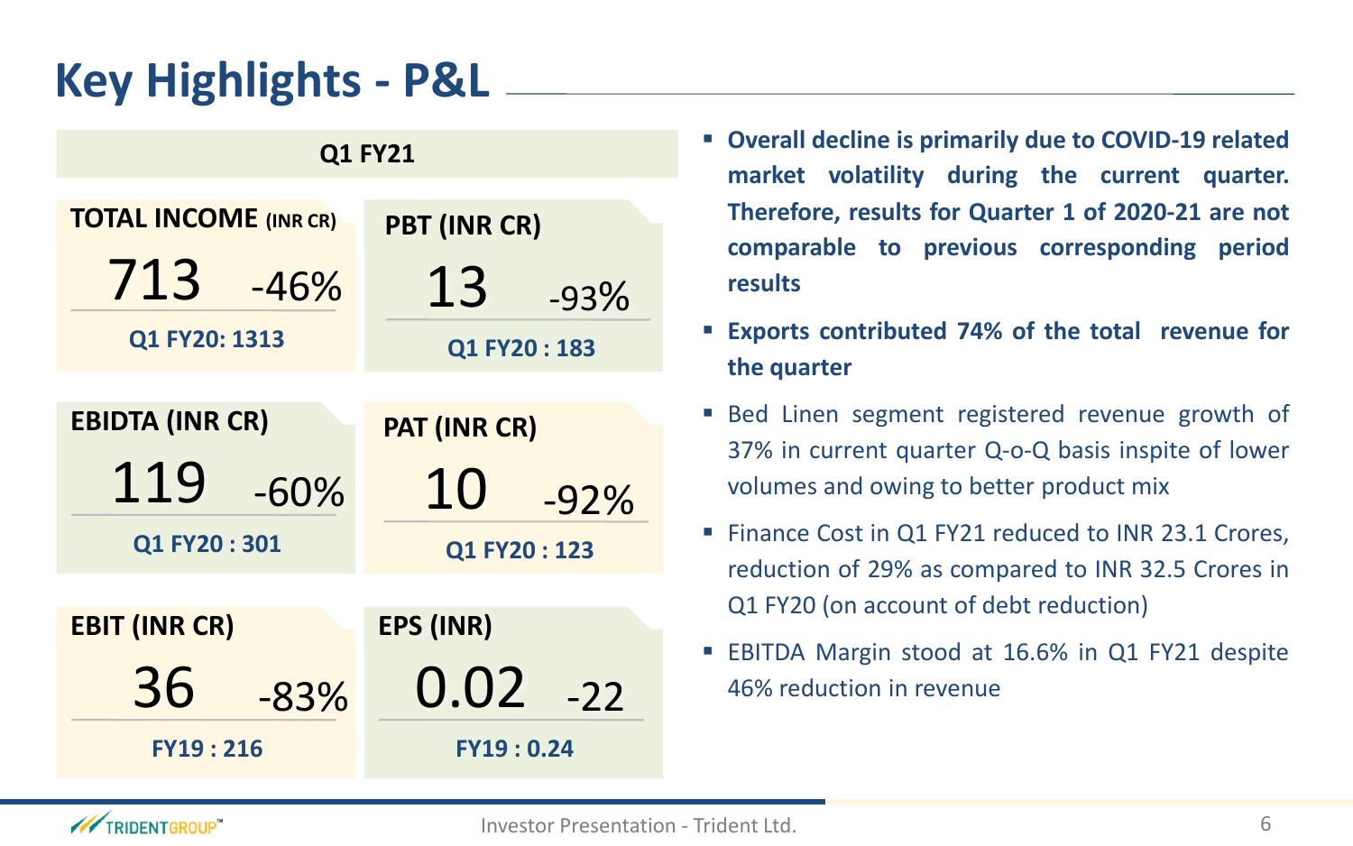# Key Highlights - P&L

## Q1 FY21

| Metric | Q1 FY21 | Change | Comparison |
|---|---|---|---|
| TOTAL INCOME (INR CR) | 713 | -46% | Q1 FY20: 1313 |
| PBT (INR CR) | 13 | -93% | Q1 FY20 : 183 |
| EBIDTA (INR CR) | 119 | -60% | Q1 FY20 : 301 |
| PAT (INR CR) | 10 | -92% | Q1 FY20 : 123 |
| EBIT (INR CR) | 36 | -83% | FY19 : 216 |
| EPS (INR) | 0.02 | -22 | FY19 : 0.24 |

- **Overall decline is primarily due to COVID-19 related market volatility during the current quarter. Therefore, results for Quarter 1 of 2020-21 are not comparable to previous corresponding period results**
- **Exports contributed 74% of the total revenue for the quarter**
- Bed Linen segment registered revenue growth of 37% in current quarter Q-o-Q basis inspite of lower volumes and owing to better product mix
- Finance Cost in Q1 FY21 reduced to INR 23.1 Crores, reduction of 29% as compared to INR 32.5 Crores in Q1 FY20 (on account of debt reduction)
- EBITDA Margin stood at 16.6% in Q1 FY21 despite 46% reduction in revenue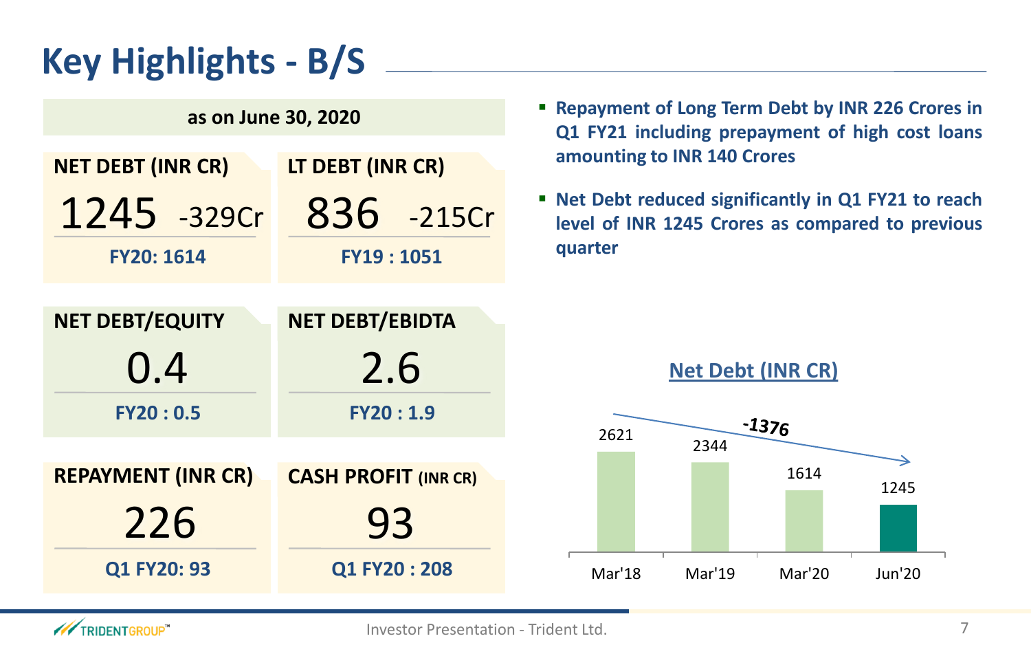# Key Highlights - B/S

**as on June 30, 2020**

| Metric | Value | Change | Comparison |
|---|---|---|---|
| NET DEBT (INR CR) | 1245 | -329Cr | FY20: 1614 |
| LT DEBT (INR CR) | 836 | -215Cr | FY19 : 1051 |
| NET DEBT/EQUITY | 0.4 | | FY20 : 0.5 |
| NET DEBT/EBIDTA | 2.6 | | FY20 : 1.9 |
| REPAYMENT (INR CR) | 226 | | Q1 FY20: 93 |
| CASH PROFIT (INR CR) | 93 | | Q1 FY20 : 208 |

- **Repayment of Long Term Debt by INR 226 Crores in Q1 FY21 including prepayment of high cost loans amounting to INR 140 Crores**
- **Net Debt reduced significantly in Q1 FY21 to reach level of INR 1245 Crores as compared to previous quarter**

**Net Debt (INR CR)**

| Mar'18 | Mar'19 | Mar'20 | Jun'20 |
|---|---|---|---|
| 2621 | 2344 | 1614 | 1245 |

-1376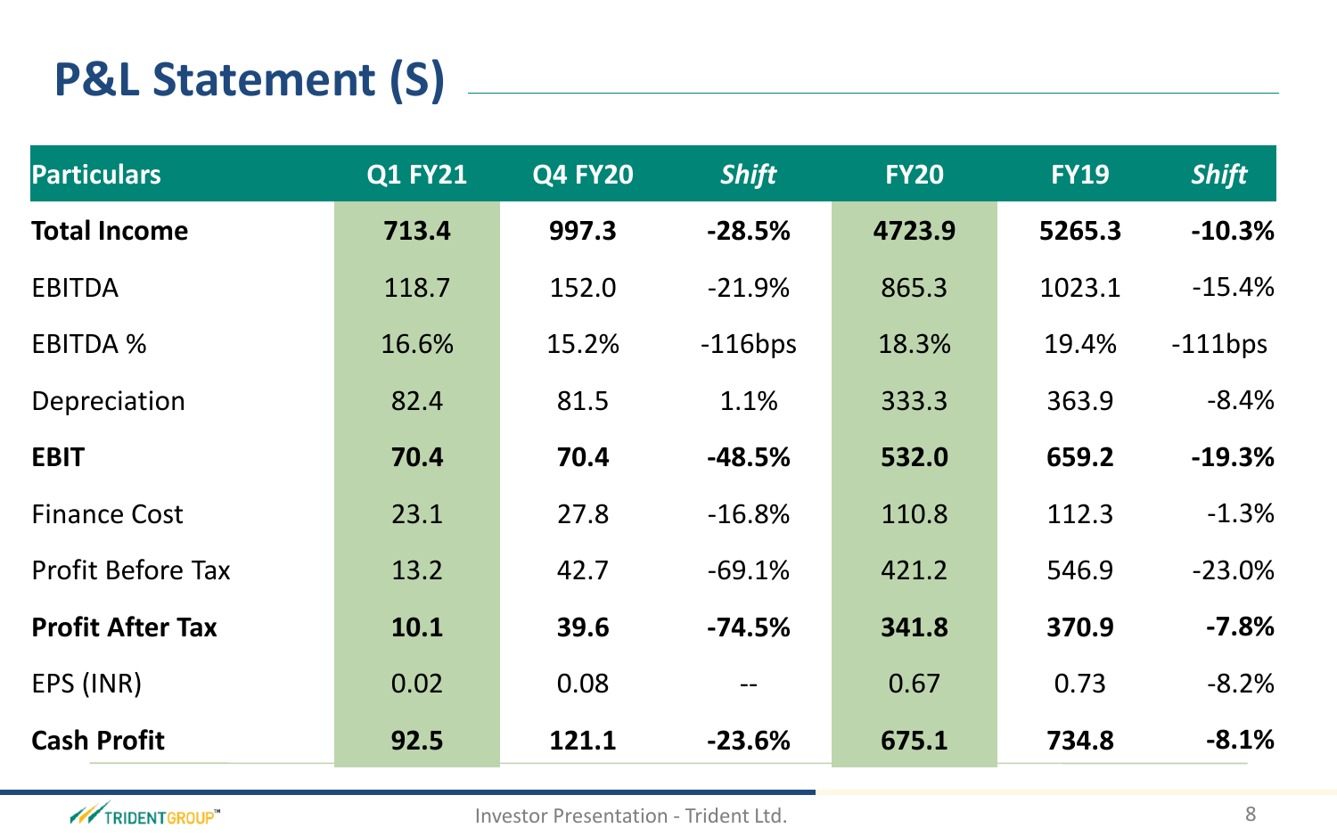# P&L Statement (S)

| Particulars | Q1 FY21 | Q4 FY20 | *Shift* | FY20 | FY19 | *Shift* |
|---|---|---|---|---|---|---|
| **Total Income** | **713.4** | **997.3** | **-28.5%** | **4723.9** | **5265.3** | **-10.3%** |
| EBITDA | 118.7 | 152.0 | -21.9% | 865.3 | 1023.1 | -15.4% |
| EBITDA % | 16.6% | 15.2% | -116bps | 18.3% | 19.4% | -111bps |
| Depreciation | 82.4 | 81.5 | 1.1% | 333.3 | 363.9 | -8.4% |
| **EBIT** | **70.4** | **70.4** | **-48.5%** | **532.0** | **659.2** | **-19.3%** |
| Finance Cost | 23.1 | 27.8 | -16.8% | 110.8 | 112.3 | -1.3% |
| Profit Before Tax | 13.2 | 42.7 | -69.1% | 421.2 | 546.9 | -23.0% |
| **Profit After Tax** | **10.1** | **39.6** | **-74.5%** | **341.8** | **370.9** | **-7.8%** |
| EPS (INR) | 0.02 | 0.08 | -- | 0.67 | 0.73 | -8.2% |
| **Cash Profit** | **92.5** | **121.1** | **-23.6%** | **675.1** | **734.8** | **-8.1%** |

Investor Presentation - Trident Ltd.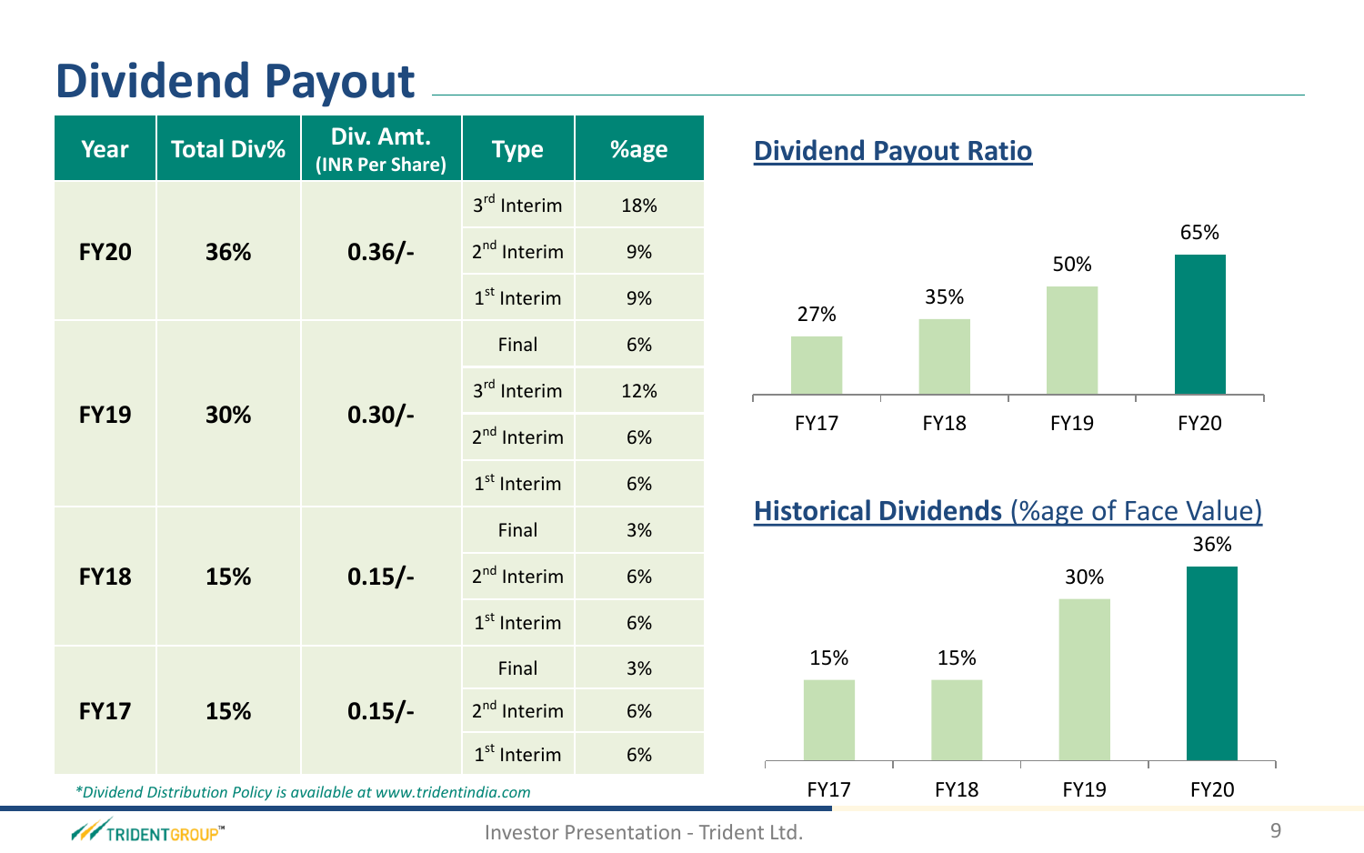# Dividend Payout

| Year | Total Div% | Div. Amt. (INR Per Share) | Type | %age |
|---|---|---|---|---|
| FY20 | 36% | 0.36/- | 3rd Interim | 18% |
| | | | 2nd Interim | 9% |
| | | | 1st Interim | 9% |
| FY19 | 30% | 0.30/- | Final | 6% |
| | | | 3rd Interim | 12% |
| | | | 2nd Interim | 6% |
| | | | 1st Interim | 6% |
| FY18 | 15% | 0.15/- | Final | 3% |
| | | | 2nd Interim | 6% |
| | | | 1st Interim | 6% |
| FY17 | 15% | 0.15/- | Final | 3% |
| | | | 2nd Interim | 6% |
| | | | 1st Interim | 6% |

*\*Dividend Distribution Policy is available at www.tridentindia.com*

## Dividend Payout Ratio

| FY17 | FY18 | FY19 | FY20 |
|---|---|---|---|
| 27% | 35% | 50% | 65% |

## Historical Dividends (%age of Face Value)

| FY17 | FY18 | FY19 | FY20 |
|---|---|---|---|
| 15% | 15% | 30% | 36% |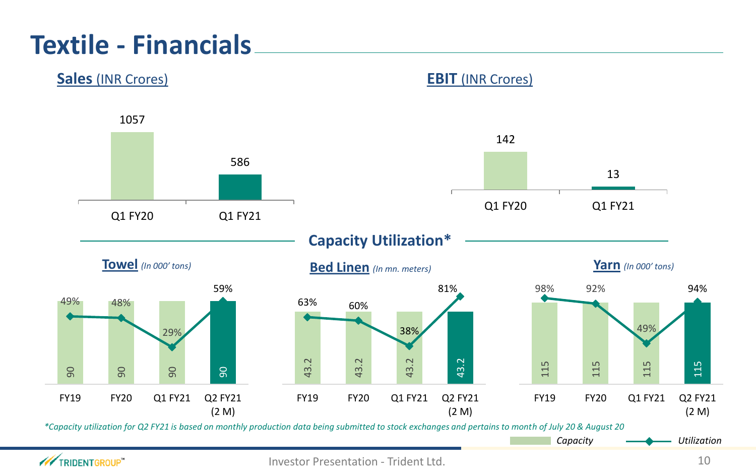# Textile - Financials

## Sales (INR Crores)

| | Q1 FY20 | Q1 FY21 |
|---|---|---|
| Sales | 1057 | 586 |

## EBIT (INR Crores)

| | Q1 FY20 | Q1 FY21 |
|---|---|---|
| EBIT | 142 | 13 |

## Capacity Utilization*

### Towel *(In 000' tons)*

| | FY19 | FY20 | Q1 FY21 | Q2 FY21 (2 M) |
|---|---|---|---|---|
| Capacity | 90 | 90 | 90 | 90 |
| Utilization | 49% | 48% | 29% | 59% |

### Bed Linen *(In mn. meters)*

| | FY19 | FY20 | Q1 FY21 | Q2 FY21 (2 M) |
|---|---|---|---|---|
| Capacity | 43.2 | 43.2 | 43.2 | 43.2 |
| Utilization | 63% | 60% | 38% | 81% |

### Yarn *(In 000' tons)*

| | FY19 | FY20 | Q1 FY21 | Q2 FY21 (2 M) |
|---|---|---|---|---|
| Capacity | 115 | 115 | 115 | 115 |
| Utilization | 98% | 92% | 49% | 94% |

*\*Capacity utilization for Q2 FY21 is based on monthly production data being submitted to stock exchanges and pertains to month of July 20 & August 20*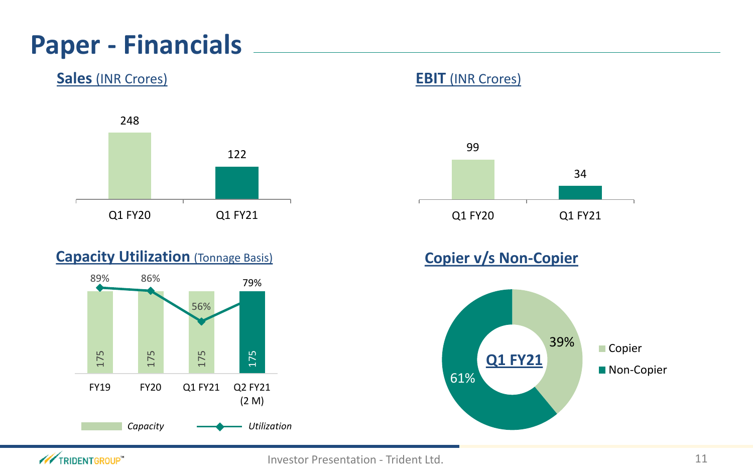# Paper - Financials

## Sales (INR Crores)

| | Q1 FY20 | Q1 FY21 |
|---|---|---|
| Sales | 248 | 122 |

## EBIT (INR Crores)

| | Q1 FY20 | Q1 FY21 |
|---|---|---|
| EBIT | 99 | 34 |

## Capacity Utilization (Tonnage Basis)

| | FY19 | FY20 | Q1 FY21 | Q2 FY21 (2 M) |
|---|---|---|---|---|
| *Capacity* | 175 | 175 | 175 | 175 |
| *Utilization* | 89% | 86% | 56% | 79% |

## Copier v/s Non-Copier

**Q1 FY21**

| Segment | Share |
|---|---|
| Copier | 39% |
| Non-Copier | 61% |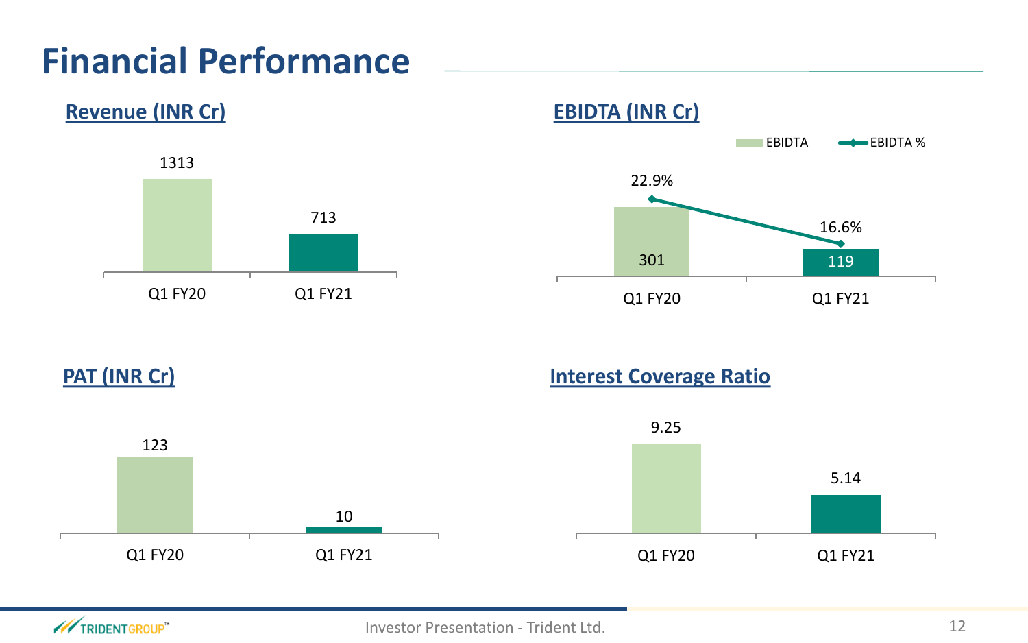# Financial Performance

## Revenue (INR Cr)

| | Q1 FY20 | Q1 FY21 |
|---|---|---|
| Revenue | 1313 | 713 |

## EBIDTA (INR Cr)

| | Q1 FY20 | Q1 FY21 |
|---|---|---|
| EBIDTA | 301 | 119 |
| EBIDTA % | 22.9% | 16.6% |

## PAT (INR Cr)

| | Q1 FY20 | Q1 FY21 |
|---|---|---|
| PAT | 123 | 10 |

## Interest Coverage Ratio

| | Q1 FY20 | Q1 FY21 |
|---|---|---|
| Interest Coverage Ratio | 9.25 | 5.14 |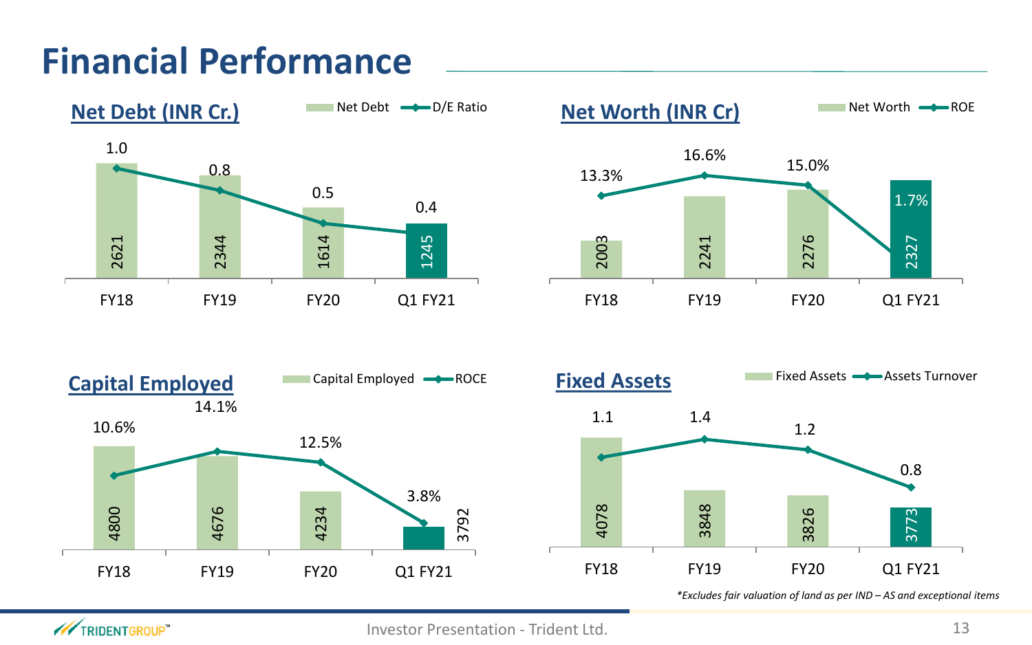# Financial Performance

## Net Debt (INR Cr.)

| | FY18 | FY19 | FY20 | Q1 FY21 |
|---|---|---|---|---|
| Net Debt | 2621 | 2344 | 1614 | 1245 |
| D/E Ratio | 1.0 | 0.8 | 0.5 | 0.4 |

## Net Worth (INR Cr)

| | FY18 | FY19 | FY20 | Q1 FY21 |
|---|---|---|---|---|
| Net Worth | 2003 | 2241 | 2276 | 2327 |
| ROE | 13.3% | 16.6% | 15.0% | 1.7% |

## Capital Employed

| | FY18 | FY19 | FY20 | Q1 FY21 |
|---|---|---|---|---|
| Capital Employed | 4800 | 4676 | 4234 | 3792 |
| ROCE | 10.6% | 14.1% | 12.5% | 3.8% |

## Fixed Assets

| | FY18 | FY19 | FY20 | Q1 FY21 |
|---|---|---|---|---|
| Fixed Assets | 4078 | 3848 | 3826 | 3773 |
| Assets Turnover | 1.1 | 1.4 | 1.2 | 0.8 |

*\*Excludes fair valuation of land as per IND – AS and exceptional items*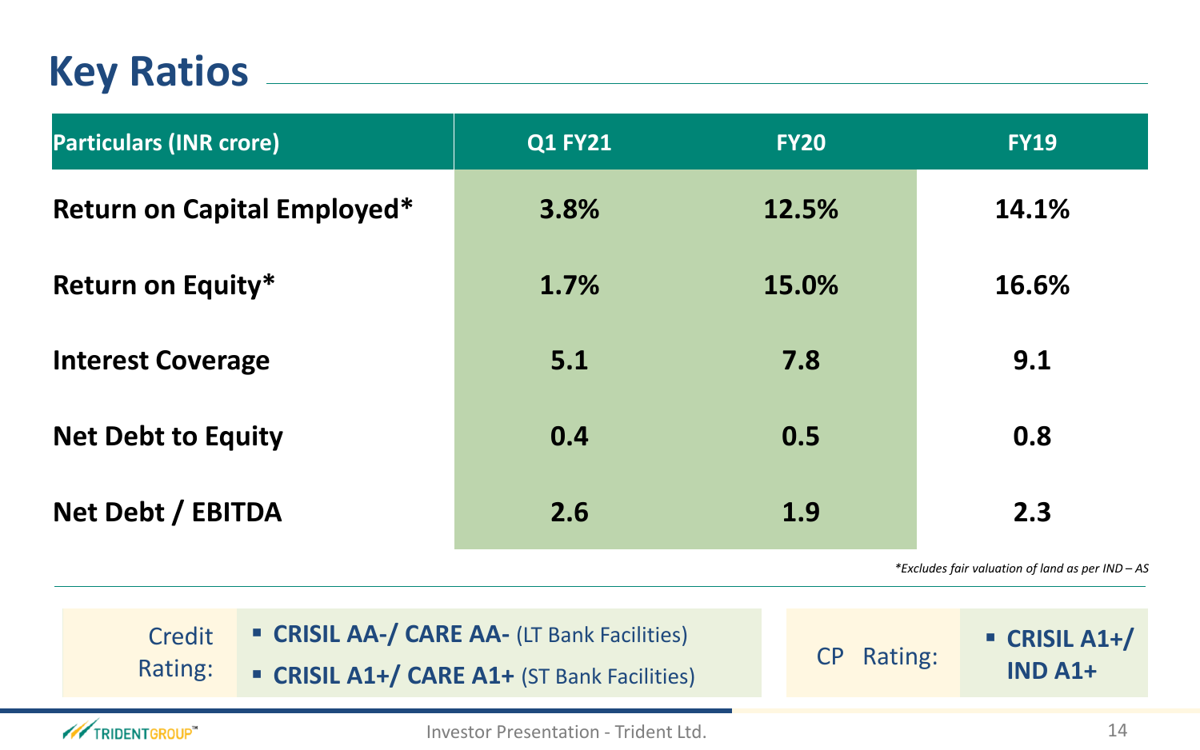# Key Ratios

| Particulars (INR crore) | Q1 FY21 | FY20 | FY19 |
|---|---|---|---|
| Return on Capital Employed* | 3.8% | 12.5% | 14.1% |
| Return on Equity* | 1.7% | 15.0% | 16.6% |
| Interest Coverage | 5.1 | 7.8 | 9.1 |
| Net Debt to Equity | 0.4 | 0.5 | 0.8 |
| Net Debt / EBITDA | 2.6 | 1.9 | 2.3 |

*\*Excludes fair valuation of land as per IND – AS*

Credit Rating:

- **CRISIL AA-/ CARE AA-** (LT Bank Facilities)
- **CRISIL A1+/ CARE A1+** (ST Bank Facilities)

CP Rating:

- **CRISIL A1+/ IND A1+**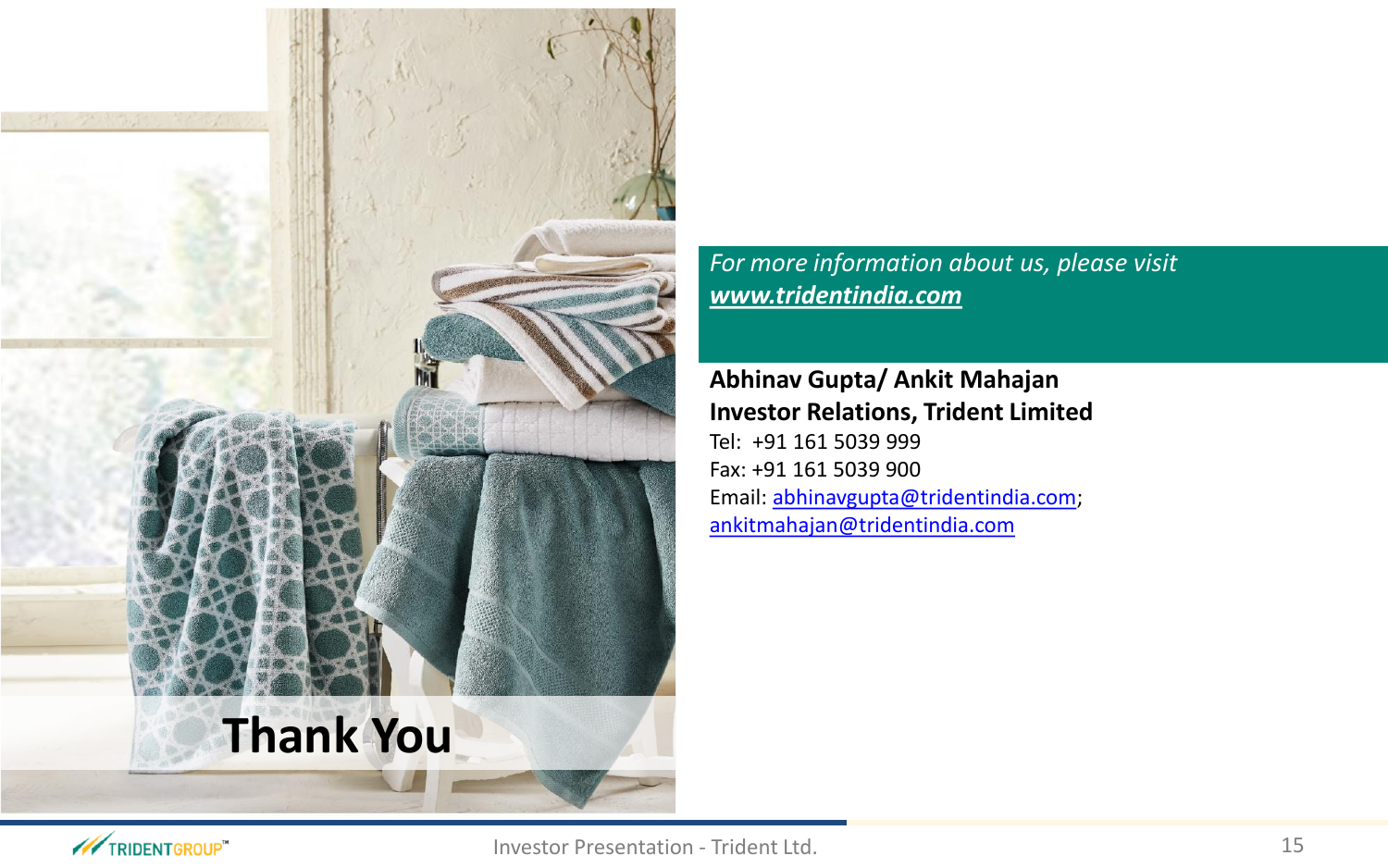# Thank You

*For more information about us, please visit* ***www.tridentindia.com***

**Abhinav Gupta/ Ankit Mahajan**
**Investor Relations, Trident Limited**
Tel: +91 161 5039 999
Fax: +91 161 5039 900
Email: abhinavgupta@tridentindia.com; ankitmahajan@tridentindia.com